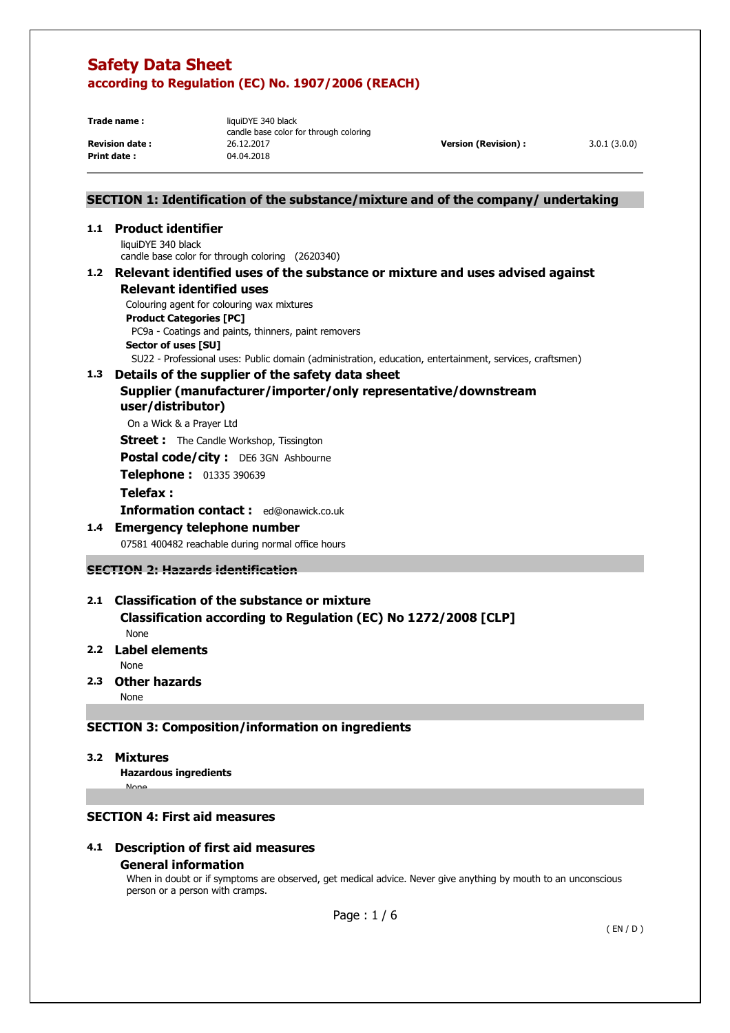# Safety Data Sheet

## according to Regulation (EC) No. 1907/2006 (REACH)

| | | | |
|---|---|---|---|
| **Trade name :** | liquiDYE 340 black<br>candle base color for through coloring | | |
| **Revision date :** | 26.12.2017 | **Version (Revision) :** | 3.0.1 (3.0.0) |
| **Print date :** | 04.04.2018 | | |

## SECTION 1: Identification of the substance/mixture and of the company/ undertaking

### 1.1 Product identifier

liquiDYE 340 black
candle base color for through coloring (2620340)

### 1.2 Relevant identified uses of the substance or mixture and uses advised against

#### Relevant identified uses

Colouring agent for colouring wax mixtures

**Product Categories [PC]**

PC9a - Coatings and paints, thinners, paint removers

**Sector of uses [SU]**

SU22 - Professional uses: Public domain (administration, education, entertainment, services, craftsmen)

### 1.3 Details of the supplier of the safety data sheet

#### Supplier (manufacturer/importer/only representative/downstream user/distributor)

On a Wick & a Prayer Ltd

**Street :** The Candle Workshop, Tissington

**Postal code/city :** DE6 3GN Ashbourne

**Telephone :** 01335 390639

**Telefax :**

**Information contact :** ed@onawick.co.uk

### 1.4 Emergency telephone number

07581 400482 reachable during normal office hours

## SECTION 2: Hazards identification

### 2.1 Classification of the substance or mixture

#### Classification according to Regulation (EC) No 1272/2008 [CLP]

None

### 2.2 Label elements

None

### 2.3 Other hazards

None

## SECTION 3: Composition/information on ingredients

### 3.2 Mixtures

#### Hazardous ingredients

None

## SECTION 4: First aid measures

### 4.1 Description of first aid measures

#### General information

When in doubt or if symptoms are observed, get medical advice. Never give anything by mouth to an unconscious person or a person with cramps.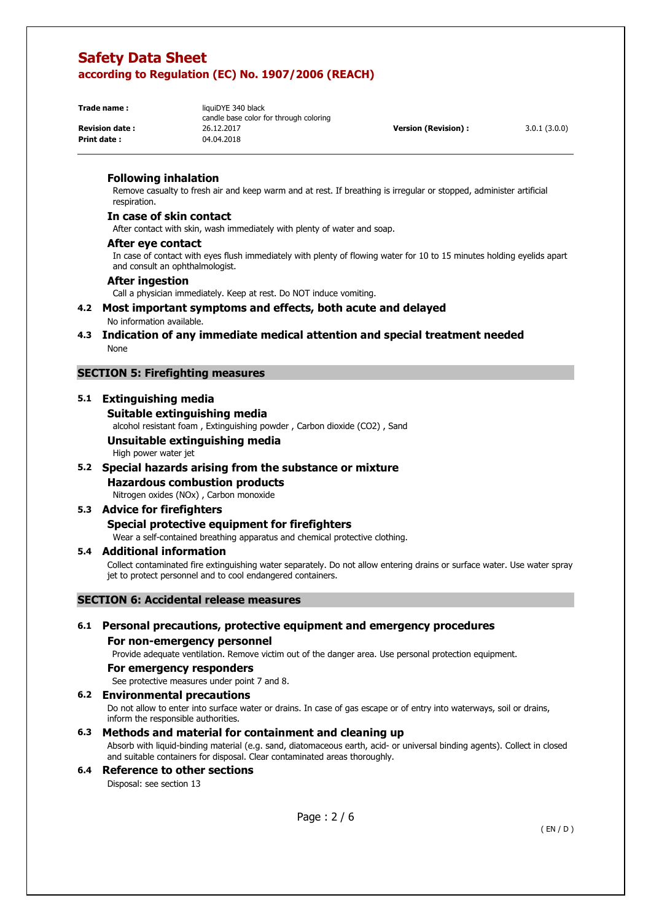#### Following inhalation

Remove casualty to fresh air and keep warm and at rest. If breathing is irregular or stopped, administer artificial respiration.

#### In case of skin contact

After contact with skin, wash immediately with plenty of water and soap.

#### After eye contact

In case of contact with eyes flush immediately with plenty of flowing water for 10 to 15 minutes holding eyelids apart and consult an ophthalmologist.

#### After ingestion

Call a physician immediately. Keep at rest. Do NOT induce vomiting.

### 4.2 Most important symptoms and effects, both acute and delayed

No information available.

### 4.3 Indication of any immediate medical attention and special treatment needed

None

## SECTION 5: Firefighting measures

### 5.1 Extinguishing media

#### Suitable extinguishing media

alcohol resistant foam , Extinguishing powder , Carbon dioxide ($CO_2$) , Sand

#### Unsuitable extinguishing media

High power water jet

### 5.2 Special hazards arising from the substance or mixture

#### Hazardous combustion products

Nitrogen oxides (NOx) , Carbon monoxide

### 5.3 Advice for firefighters

#### Special protective equipment for firefighters

Wear a self-contained breathing apparatus and chemical protective clothing.

### 5.4 Additional information

Collect contaminated fire extinguishing water separately. Do not allow entering drains or surface water. Use water spray jet to protect personnel and to cool endangered containers.

## SECTION 6: Accidental release measures

### 6.1 Personal precautions, protective equipment and emergency procedures

#### For non-emergency personnel

Provide adequate ventilation. Remove victim out of the danger area. Use personal protection equipment.

#### For emergency responders

See protective measures under point 7 and 8.

### 6.2 Environmental precautions

Do not allow to enter into surface water or drains. In case of gas escape or of entry into waterways, soil or drains, inform the responsible authorities.

### 6.3 Methods and material for containment and cleaning up

Absorb with liquid-binding material (e.g. sand, diatomaceous earth, acid- or universal binding agents). Collect in closed and suitable containers for disposal. Clear contaminated areas thoroughly.

### 6.4 Reference to other sections

Disposal: see section 13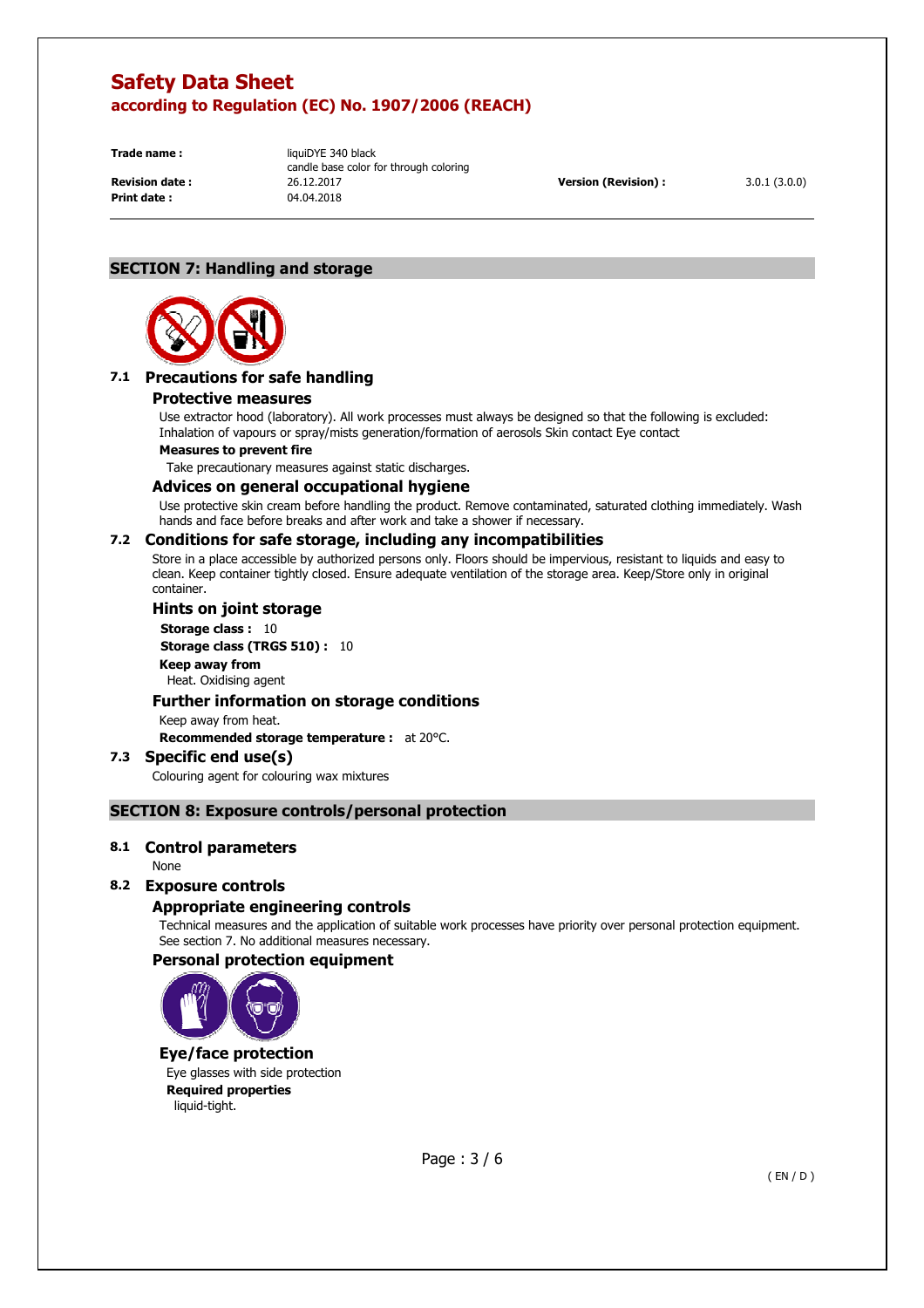## SECTION 7: Handling and storage

### 7.1 Precautions for safe handling

#### Protective measures

Use extractor hood (laboratory). All work processes must always be designed so that the following is excluded: Inhalation of vapours or spray/mists generation/formation of aerosols Skin contact Eye contact

**Measures to prevent fire**

Take precautionary measures against static discharges.

#### Advices on general occupational hygiene

Use protective skin cream before handling the product. Remove contaminated, saturated clothing immediately. Wash hands and face before breaks and after work and take a shower if necessary.

### 7.2 Conditions for safe storage, including any incompatibilities

Store in a place accessible by authorized persons only. Floors should be impervious, resistant to liquids and easy to clean. Keep container tightly closed. Ensure adequate ventilation of the storage area. Keep/Store only in original container.

#### Hints on joint storage

**Storage class :** 10

**Storage class (TRGS 510) :** 10

**Keep away from**

Heat. Oxidising agent

#### Further information on storage conditions

Keep away from heat.

**Recommended storage temperature :** at 20°C.

### 7.3 Specific end use(s)

Colouring agent for colouring wax mixtures

## SECTION 8: Exposure controls/personal protection

### 8.1 Control parameters

None

### 8.2 Exposure controls

#### Appropriate engineering controls

Technical measures and the application of suitable work processes have priority over personal protection equipment. See section 7. No additional measures necessary.

#### Personal protection equipment

#### Eye/face protection

Eye glasses with side protection

**Required properties**

liquid-tight.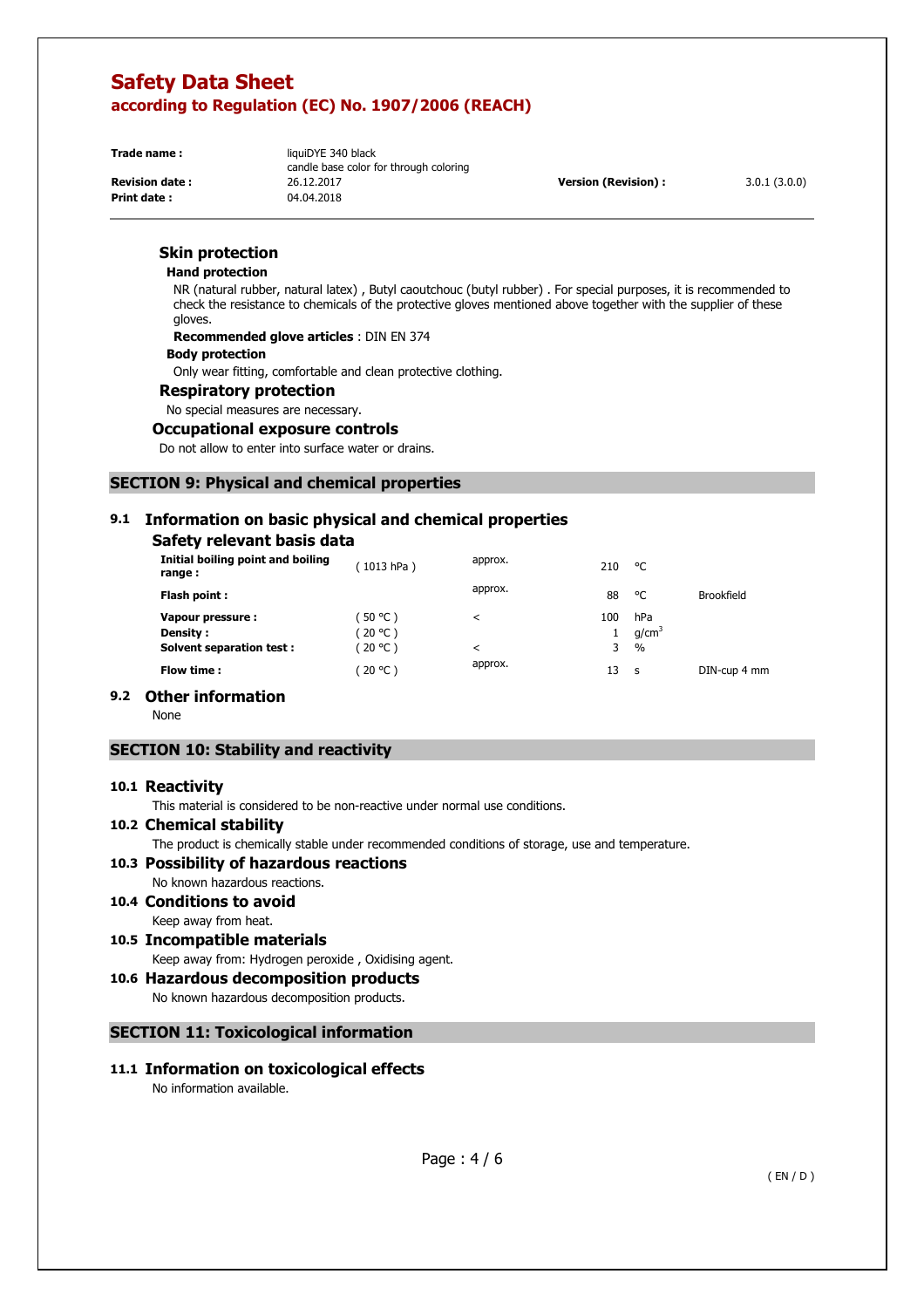Trade name : liquiDYE 340 black
candle base color for through coloring
Revision date : 26.12.2017 Version (Revision) : 3.0.1 (3.0.0)
Print date : 04.04.2018

### Skin protection

**Hand protection**

NR (natural rubber, natural latex) , Butyl caoutchouc (butyl rubber) . For special purposes, it is recommended to check the resistance to chemicals of the protective gloves mentioned above together with the supplier of these gloves.

**Recommended glove articles** : DIN EN 374

**Body protection**

Only wear fitting, comfortable and clean protective clothing.

### Respiratory protection

No special measures are necessary.

### Occupational exposure controls

Do not allow to enter into surface water or drains.

## SECTION 9: Physical and chemical properties

### 9.1 Information on basic physical and chemical properties

#### Safety relevant basis data

| | | | | | |
|---|---|---|---|---|---|
| **Initial boiling point and boiling range :** | ( 1013 hPa ) | approx. | 210 | °C | |
| **Flash point :** | | approx. | 88 | °C | Brookfield |
| **Vapour pressure :** | ( 50 °C ) | < | 100 | hPa | |
| **Density :** | ( 20 °C ) | | 1 | g/cm$^3$ | |
| **Solvent separation test :** | ( 20 °C ) | < | 3 | % | |
| **Flow time :** | ( 20 °C ) | approx. | 13 | s | DIN-cup 4 mm |

### 9.2 Other information

None

## SECTION 10: Stability and reactivity

### 10.1 Reactivity

This material is considered to be non-reactive under normal use conditions.

### 10.2 Chemical stability

The product is chemically stable under recommended conditions of storage, use and temperature.

### 10.3 Possibility of hazardous reactions

No known hazardous reactions.

### 10.4 Conditions to avoid

Keep away from heat.

### 10.5 Incompatible materials

Keep away from: Hydrogen peroxide , Oxidising agent.

### 10.6 Hazardous decomposition products

No known hazardous decomposition products.

## SECTION 11: Toxicological information

### 11.1 Information on toxicological effects

No information available.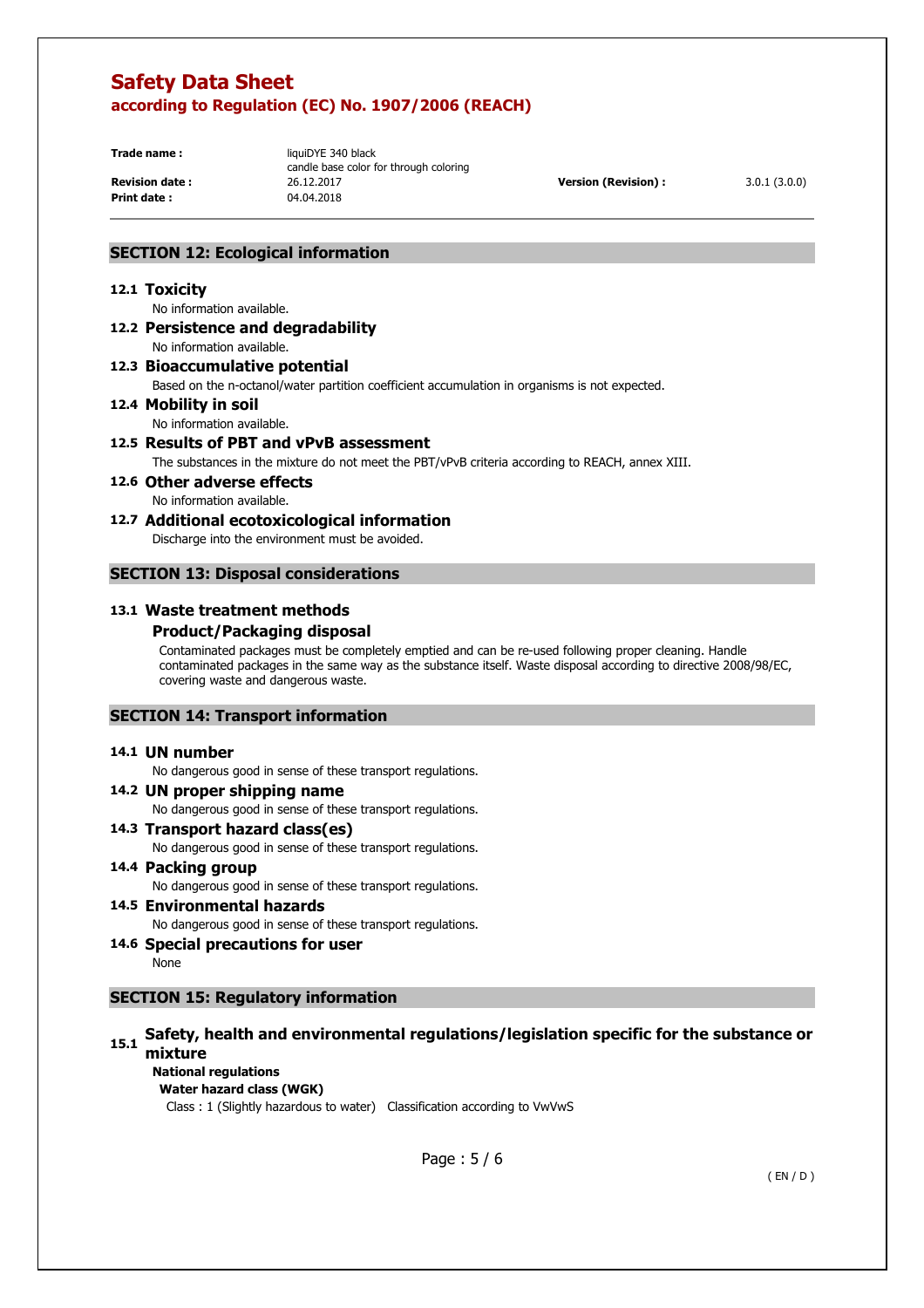## SECTION 12: Ecological information

### 12.1 Toxicity

No information available.

### 12.2 Persistence and degradability

No information available.

### 12.3 Bioaccumulative potential

Based on the n-octanol/water partition coefficient accumulation in organisms is not expected.

### 12.4 Mobility in soil

No information available.

### 12.5 Results of PBT and vPvB assessment

The substances in the mixture do not meet the PBT/vPvB criteria according to REACH, annex XIII.

### 12.6 Other adverse effects

No information available.

### 12.7 Additional ecotoxicological information

Discharge into the environment must be avoided.

## SECTION 13: Disposal considerations

### 13.1 Waste treatment methods

#### Product/Packaging disposal

Contaminated packages must be completely emptied and can be re-used following proper cleaning. Handle contaminated packages in the same way as the substance itself. Waste disposal according to directive 2008/98/EC, covering waste and dangerous waste.

## SECTION 14: Transport information

### 14.1 UN number

No dangerous good in sense of these transport regulations.

### 14.2 UN proper shipping name

No dangerous good in sense of these transport regulations.

### 14.3 Transport hazard class(es)

No dangerous good in sense of these transport regulations.

### 14.4 Packing group

No dangerous good in sense of these transport regulations.

### 14.5 Environmental hazards

No dangerous good in sense of these transport regulations.

### 14.6 Special precautions for user

None

## SECTION 15: Regulatory information

### 15.1 Safety, health and environmental regulations/legislation specific for the substance or mixture

**National regulations**

**Water hazard class (WGK)**

Class : 1 (Slightly hazardous to water) Classification according to VwVwS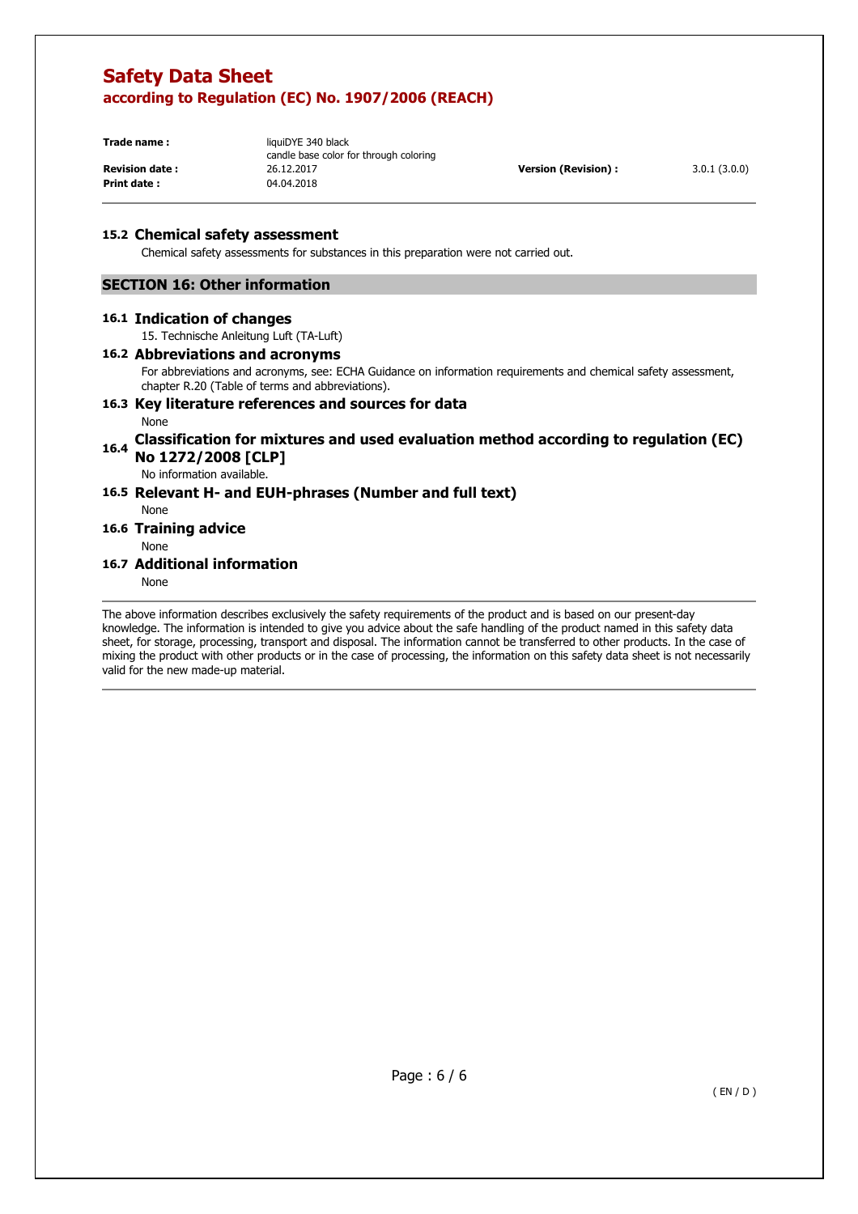### 15.2 Chemical safety assessment

Chemical safety assessments for substances in this preparation were not carried out.

## SECTION 16: Other information

### 16.1 Indication of changes

15. Technische Anleitung Luft (TA-Luft)

### 16.2 Abbreviations and acronyms

For abbreviations and acronyms, see: ECHA Guidance on information requirements and chemical safety assessment, chapter R.20 (Table of terms and abbreviations).

### 16.3 Key literature references and sources for data

None

### 16.4 Classification for mixtures and used evaluation method according to regulation (EC) No 1272/2008 [CLP]

No information available.

### 16.5 Relevant H- and EUH-phrases (Number and full text)

None

### 16.6 Training advice

None

### 16.7 Additional information

None

The above information describes exclusively the safety requirements of the product and is based on our present-day knowledge. The information is intended to give you advice about the safe handling of the product named in this safety data sheet, for storage, processing, transport and disposal. The information cannot be transferred to other products. In the case of mixing the product with other products or in the case of processing, the information on this safety data sheet is not necessarily valid for the new made-up material.